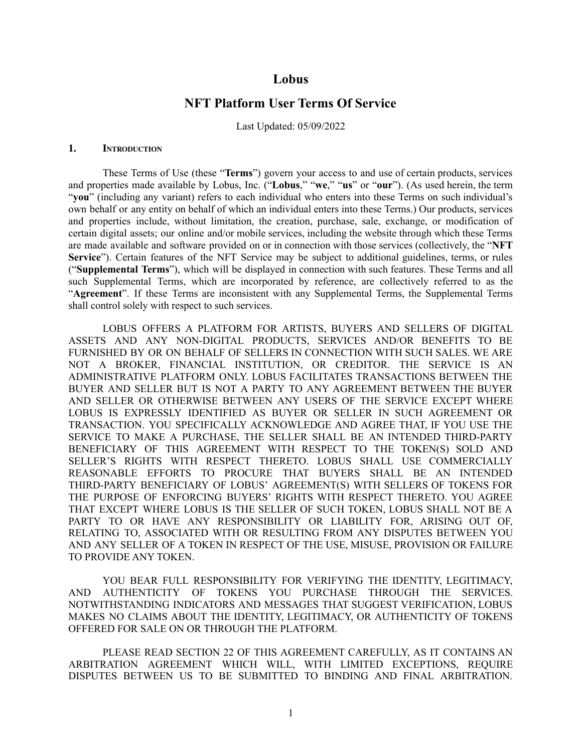# Lobus

## NFT Platform User Terms Of Service

Last Updated: 05/09/2022

### 1. Introduction

These Terms of Use (these "**Terms**") govern your access to and use of certain products, services and properties made available by Lobus, Inc. ("**Lobus**," "**we**," "**us**" or "**our**"). (As used herein, the term "**you**" (including any variant) refers to each individual who enters into these Terms on such individual's own behalf or any entity on behalf of which an individual enters into these Terms.) Our products, services and properties include, without limitation, the creation, purchase, sale, exchange, or modification of certain digital assets; our online and/or mobile services, including the website through which these Terms are made available and software provided on or in connection with those services (collectively, the "**NFT Service**"). Certain features of the NFT Service may be subject to additional guidelines, terms, or rules ("**Supplemental Terms**"), which will be displayed in connection with such features. These Terms and all such Supplemental Terms, which are incorporated by reference, are collectively referred to as the "**Agreement**". If these Terms are inconsistent with any Supplemental Terms, the Supplemental Terms shall control solely with respect to such services.

LOBUS OFFERS A PLATFORM FOR ARTISTS, BUYERS AND SELLERS OF DIGITAL ASSETS AND ANY NON-DIGITAL PRODUCTS, SERVICES AND/OR BENEFITS TO BE FURNISHED BY OR ON BEHALF OF SELLERS IN CONNECTION WITH SUCH SALES. WE ARE NOT A BROKER, FINANCIAL INSTITUTION, OR CREDITOR. THE SERVICE IS AN ADMINISTRATIVE PLATFORM ONLY. LOBUS FACILITATES TRANSACTIONS BETWEEN THE BUYER AND SELLER BUT IS NOT A PARTY TO ANY AGREEMENT BETWEEN THE BUYER AND SELLER OR OTHERWISE BETWEEN ANY USERS OF THE SERVICE EXCEPT WHERE LOBUS IS EXPRESSLY IDENTIFIED AS BUYER OR SELLER IN SUCH AGREEMENT OR TRANSACTION. YOU SPECIFICALLY ACKNOWLEDGE AND AGREE THAT, IF YOU USE THE SERVICE TO MAKE A PURCHASE, THE SELLER SHALL BE AN INTENDED THIRD-PARTY BENEFICIARY OF THIS AGREEMENT WITH RESPECT TO THE TOKEN(S) SOLD AND SELLER'S RIGHTS WITH RESPECT THERETO. LOBUS SHALL USE COMMERCIALLY REASONABLE EFFORTS TO PROCURE THAT BUYERS SHALL BE AN INTENDED THIRD-PARTY BENEFICIARY OF LOBUS' AGREEMENT(S) WITH SELLERS OF TOKENS FOR THE PURPOSE OF ENFORCING BUYERS' RIGHTS WITH RESPECT THERETO. YOU AGREE THAT EXCEPT WHERE LOBUS IS THE SELLER OF SUCH TOKEN, LOBUS SHALL NOT BE A PARTY TO OR HAVE ANY RESPONSIBILITY OR LIABILITY FOR, ARISING OUT OF, RELATING TO, ASSOCIATED WITH OR RESULTING FROM ANY DISPUTES BETWEEN YOU AND ANY SELLER OF A TOKEN IN RESPECT OF THE USE, MISUSE, PROVISION OR FAILURE TO PROVIDE ANY TOKEN.

YOU BEAR FULL RESPONSIBILITY FOR VERIFYING THE IDENTITY, LEGITIMACY, AND AUTHENTICITY OF TOKENS YOU PURCHASE THROUGH THE SERVICES. NOTWITHSTANDING INDICATORS AND MESSAGES THAT SUGGEST VERIFICATION, LOBUS MAKES NO CLAIMS ABOUT THE IDENTITY, LEGITIMACY, OR AUTHENTICITY OF TOKENS OFFERED FOR SALE ON OR THROUGH THE PLATFORM.

PLEASE READ SECTION 22 OF THIS AGREEMENT CAREFULLY, AS IT CONTAINS AN ARBITRATION AGREEMENT WHICH WILL, WITH LIMITED EXCEPTIONS, REQUIRE DISPUTES BETWEEN US TO BE SUBMITTED TO BINDING AND FINAL ARBITRATION.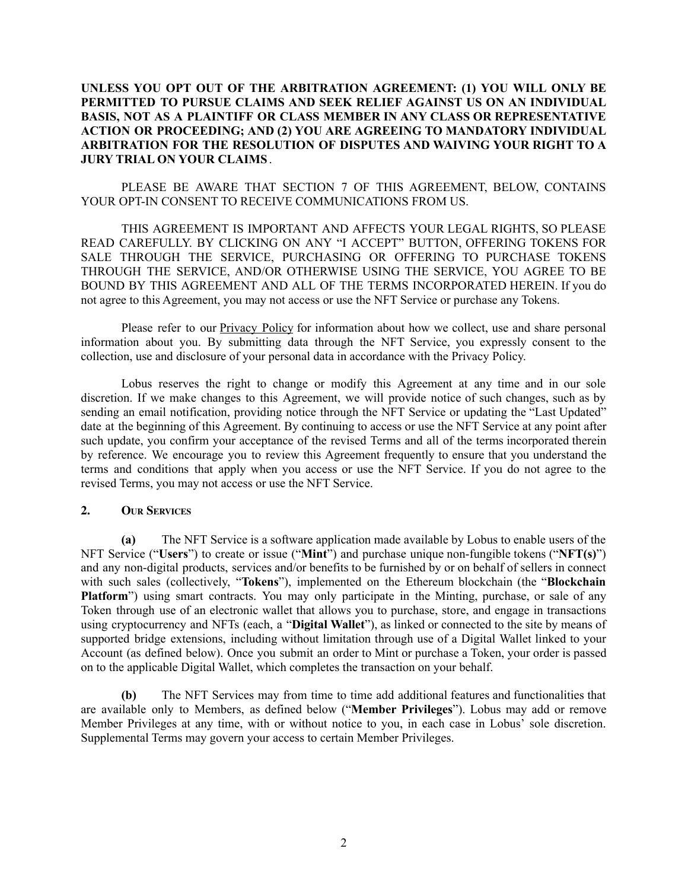**UNLESS YOU OPT OUT OF THE ARBITRATION AGREEMENT: (1) YOU WILL ONLY BE PERMITTED TO PURSUE CLAIMS AND SEEK RELIEF AGAINST US ON AN INDIVIDUAL BASIS, NOT AS A PLAINTIFF OR CLASS MEMBER IN ANY CLASS OR REPRESENTATIVE ACTION OR PROCEEDING; AND (2) YOU ARE AGREEING TO MANDATORY INDIVIDUAL ARBITRATION FOR THE RESOLUTION OF DISPUTES AND WAIVING YOUR RIGHT TO A JURY TRIAL ON YOUR CLAIMS**.

PLEASE BE AWARE THAT SECTION 7 OF THIS AGREEMENT, BELOW, CONTAINS YOUR OPT-IN CONSENT TO RECEIVE COMMUNICATIONS FROM US.

THIS AGREEMENT IS IMPORTANT AND AFFECTS YOUR LEGAL RIGHTS, SO PLEASE READ CAREFULLY. BY CLICKING ON ANY "I ACCEPT" BUTTON, OFFERING TOKENS FOR SALE THROUGH THE SERVICE, PURCHASING OR OFFERING TO PURCHASE TOKENS THROUGH THE SERVICE, AND/OR OTHERWISE USING THE SERVICE, YOU AGREE TO BE BOUND BY THIS AGREEMENT AND ALL OF THE TERMS INCORPORATED HEREIN. If you do not agree to this Agreement, you may not access or use the NFT Service or purchase any Tokens.

Please refer to our Privacy Policy for information about how we collect, use and share personal information about you. By submitting data through the NFT Service, you expressly consent to the collection, use and disclosure of your personal data in accordance with the Privacy Policy.

Lobus reserves the right to change or modify this Agreement at any time and in our sole discretion. If we make changes to this Agreement, we will provide notice of such changes, such as by sending an email notification, providing notice through the NFT Service or updating the "Last Updated" date at the beginning of this Agreement. By continuing to access or use the NFT Service at any point after such update, you confirm your acceptance of the revised Terms and all of the terms incorporated therein by reference. We encourage you to review this Agreement frequently to ensure that you understand the terms and conditions that apply when you access or use the NFT Service. If you do not agree to the revised Terms, you may not access or use the NFT Service.

## 2. Our Services

**(a)** The NFT Service is a software application made available by Lobus to enable users of the NFT Service ("**Users**") to create or issue ("**Mint**") and purchase unique non-fungible tokens ("**NFT(s)**") and any non-digital products, services and/or benefits to be furnished by or on behalf of sellers in connect with such sales (collectively, "**Tokens**"), implemented on the Ethereum blockchain (the "**Blockchain Platform**") using smart contracts. You may only participate in the Minting, purchase, or sale of any Token through use of an electronic wallet that allows you to purchase, store, and engage in transactions using cryptocurrency and NFTs (each, a "**Digital Wallet**"), as linked or connected to the site by means of supported bridge extensions, including without limitation through use of a Digital Wallet linked to your Account (as defined below). Once you submit an order to Mint or purchase a Token, your order is passed on to the applicable Digital Wallet, which completes the transaction on your behalf.

**(b)** The NFT Services may from time to time add additional features and functionalities that are available only to Members, as defined below ("**Member Privileges**"). Lobus may add or remove Member Privileges at any time, with or without notice to you, in each case in Lobus' sole discretion. Supplemental Terms may govern your access to certain Member Privileges.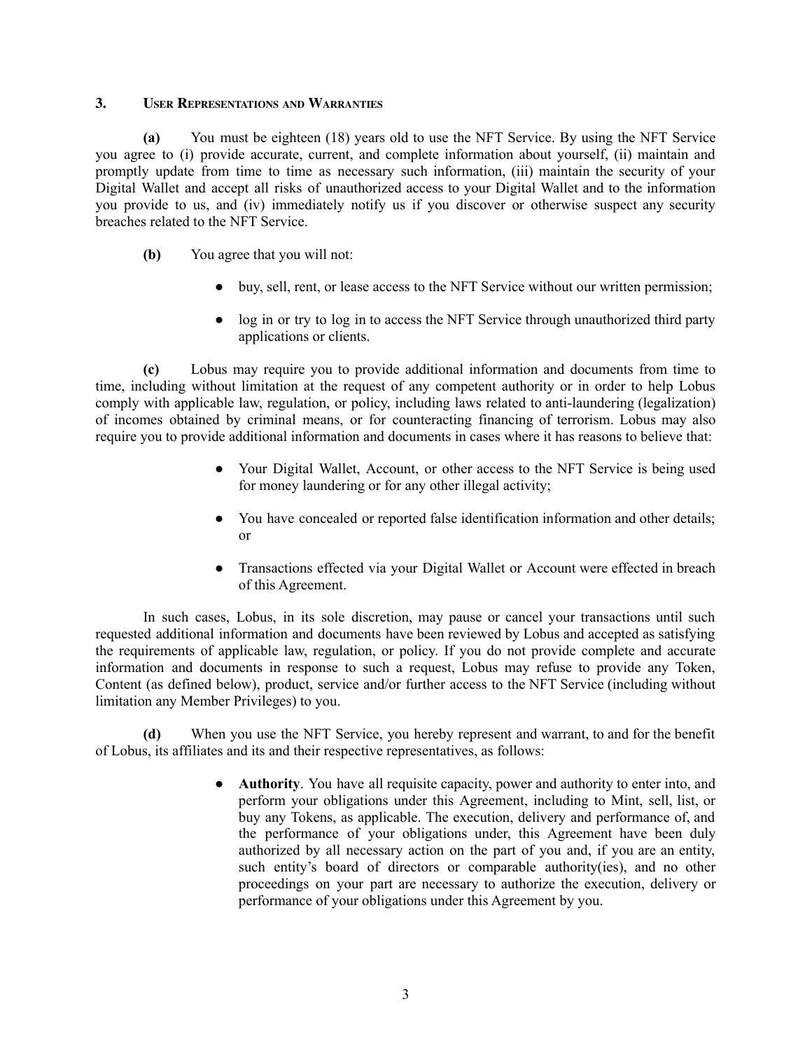### 3. User Representations and Warranties

**(a)** You must be eighteen (18) years old to use the NFT Service. By using the NFT Service you agree to (i) provide accurate, current, and complete information about yourself, (ii) maintain and promptly update from time to time as necessary such information, (iii) maintain the security of your Digital Wallet and accept all risks of unauthorized access to your Digital Wallet and to the information you provide to us, and (iv) immediately notify us if you discover or otherwise suspect any security breaches related to the NFT Service.

**(b)** You agree that you will not:

- buy, sell, rent, or lease access to the NFT Service without our written permission;
- log in or try to log in to access the NFT Service through unauthorized third party applications or clients.

**(c)** Lobus may require you to provide additional information and documents from time to time, including without limitation at the request of any competent authority or in order to help Lobus comply with applicable law, regulation, or policy, including laws related to anti-laundering (legalization) of incomes obtained by criminal means, or for counteracting financing of terrorism. Lobus may also require you to provide additional information and documents in cases where it has reasons to believe that:

- Your Digital Wallet, Account, or other access to the NFT Service is being used for money laundering or for any other illegal activity;
- You have concealed or reported false identification information and other details; or
- Transactions effected via your Digital Wallet or Account were effected in breach of this Agreement.

In such cases, Lobus, in its sole discretion, may pause or cancel your transactions until such requested additional information and documents have been reviewed by Lobus and accepted as satisfying the requirements of applicable law, regulation, or policy. If you do not provide complete and accurate information and documents in response to such a request, Lobus may refuse to provide any Token, Content (as defined below), product, service and/or further access to the NFT Service (including without limitation any Member Privileges) to you.

**(d)** When you use the NFT Service, you hereby represent and warrant, to and for the benefit of Lobus, its affiliates and its and their respective representatives, as follows:

- **Authority**. You have all requisite capacity, power and authority to enter into, and perform your obligations under this Agreement, including to Mint, sell, list, or buy any Tokens, as applicable. The execution, delivery and performance of, and the performance of your obligations under, this Agreement have been duly authorized by all necessary action on the part of you and, if you are an entity, such entity's board of directors or comparable authority(ies), and no other proceedings on your part are necessary to authorize the execution, delivery or performance of your obligations under this Agreement by you.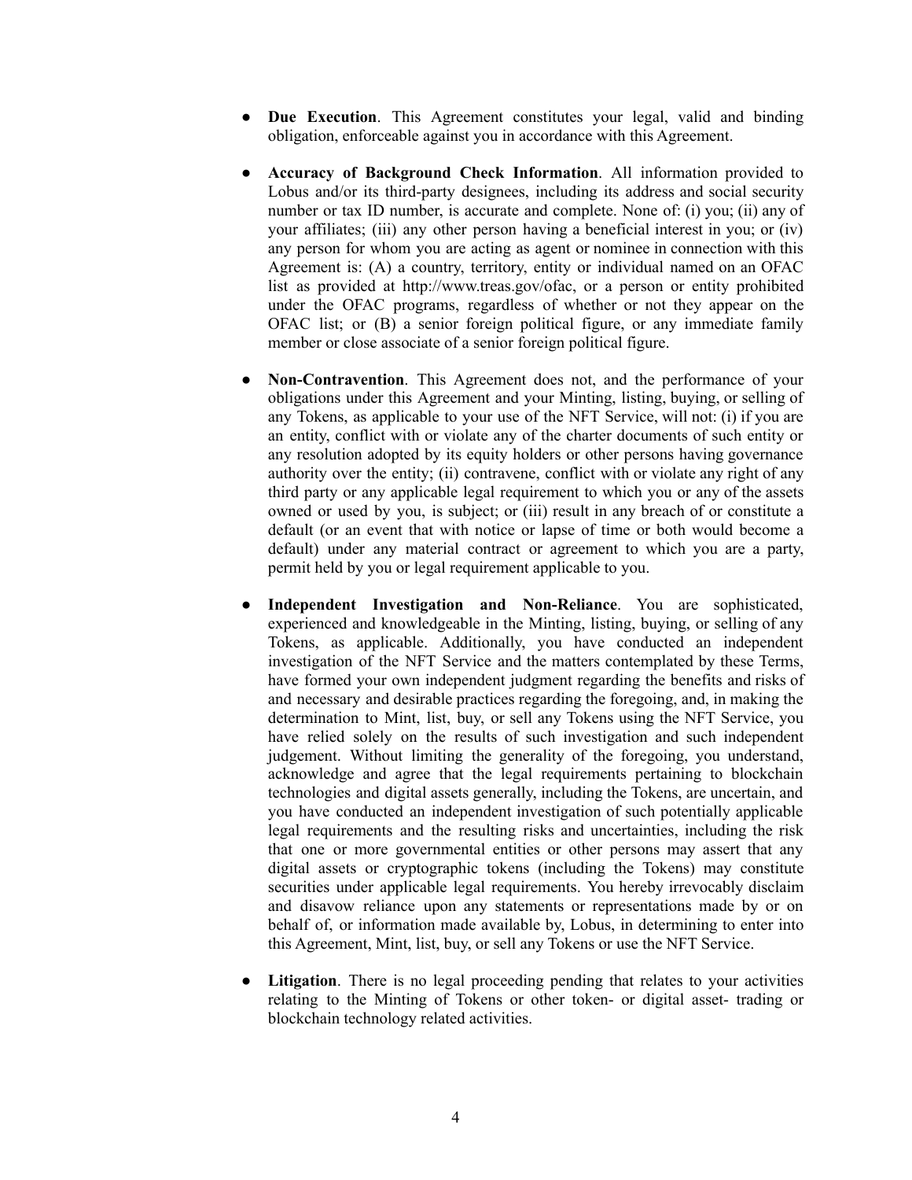- **Due Execution**. This Agreement constitutes your legal, valid and binding obligation, enforceable against you in accordance with this Agreement.

- **Accuracy of Background Check Information**. All information provided to Lobus and/or its third-party designees, including its address and social security number or tax ID number, is accurate and complete. None of: (i) you; (ii) any of your affiliates; (iii) any other person having a beneficial interest in you; or (iv) any person for whom you are acting as agent or nominee in connection with this Agreement is: (A) a country, territory, entity or individual named on an OFAC list as provided at http://www.treas.gov/ofac, or a person or entity prohibited under the OFAC programs, regardless of whether or not they appear on the OFAC list; or (B) a senior foreign political figure, or any immediate family member or close associate of a senior foreign political figure.

- **Non-Contravention**. This Agreement does not, and the performance of your obligations under this Agreement and your Minting, listing, buying, or selling of any Tokens, as applicable to your use of the NFT Service, will not: (i) if you are an entity, conflict with or violate any of the charter documents of such entity or any resolution adopted by its equity holders or other persons having governance authority over the entity; (ii) contravene, conflict with or violate any right of any third party or any applicable legal requirement to which you or any of the assets owned or used by you, is subject; or (iii) result in any breach of or constitute a default (or an event that with notice or lapse of time or both would become a default) under any material contract or agreement to which you are a party, permit held by you or legal requirement applicable to you.

- **Independent Investigation and Non-Reliance**. You are sophisticated, experienced and knowledgeable in the Minting, listing, buying, or selling of any Tokens, as applicable. Additionally, you have conducted an independent investigation of the NFT Service and the matters contemplated by these Terms, have formed your own independent judgment regarding the benefits and risks of and necessary and desirable practices regarding the foregoing, and, in making the determination to Mint, list, buy, or sell any Tokens using the NFT Service, you have relied solely on the results of such investigation and such independent judgement. Without limiting the generality of the foregoing, you understand, acknowledge and agree that the legal requirements pertaining to blockchain technologies and digital assets generally, including the Tokens, are uncertain, and you have conducted an independent investigation of such potentially applicable legal requirements and the resulting risks and uncertainties, including the risk that one or more governmental entities or other persons may assert that any digital assets or cryptographic tokens (including the Tokens) may constitute securities under applicable legal requirements. You hereby irrevocably disclaim and disavow reliance upon any statements or representations made by or on behalf of, or information made available by, Lobus, in determining to enter into this Agreement, Mint, list, buy, or sell any Tokens or use the NFT Service.

- **Litigation**. There is no legal proceeding pending that relates to your activities relating to the Minting of Tokens or other token- or digital asset- trading or blockchain technology related activities.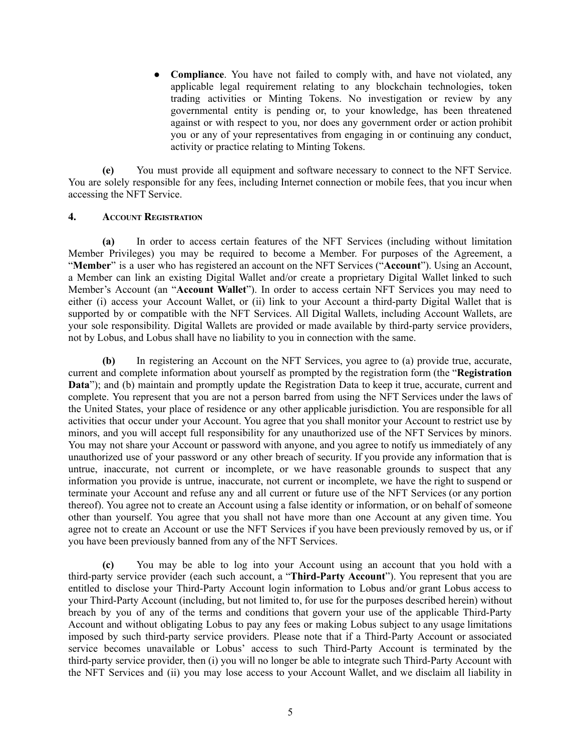- **Compliance**. You have not failed to comply with, and have not violated, any applicable legal requirement relating to any blockchain technologies, token trading activities or Minting Tokens. No investigation or review by any governmental entity is pending or, to your knowledge, has been threatened against or with respect to you, nor does any government order or action prohibit you or any of your representatives from engaging in or continuing any conduct, activity or practice relating to Minting Tokens.

**(e)** You must provide all equipment and software necessary to connect to the NFT Service. You are solely responsible for any fees, including Internet connection or mobile fees, that you incur when accessing the NFT Service.

## 4. Account Registration

**(a)** In order to access certain features of the NFT Services (including without limitation Member Privileges) you may be required to become a Member. For purposes of the Agreement, a "**Member**" is a user who has registered an account on the NFT Services ("**Account**"). Using an Account, a Member can link an existing Digital Wallet and/or create a proprietary Digital Wallet linked to such Member's Account (an "**Account Wallet**"). In order to access certain NFT Services you may need to either (i) access your Account Wallet, or (ii) link to your Account a third-party Digital Wallet that is supported by or compatible with the NFT Services. All Digital Wallets, including Account Wallets, are your sole responsibility. Digital Wallets are provided or made available by third-party service providers, not by Lobus, and Lobus shall have no liability to you in connection with the same.

**(b)** In registering an Account on the NFT Services, you agree to (a) provide true, accurate, current and complete information about yourself as prompted by the registration form (the "**Registration Data**"); and (b) maintain and promptly update the Registration Data to keep it true, accurate, current and complete. You represent that you are not a person barred from using the NFT Services under the laws of the United States, your place of residence or any other applicable jurisdiction. You are responsible for all activities that occur under your Account. You agree that you shall monitor your Account to restrict use by minors, and you will accept full responsibility for any unauthorized use of the NFT Services by minors. You may not share your Account or password with anyone, and you agree to notify us immediately of any unauthorized use of your password or any other breach of security. If you provide any information that is untrue, inaccurate, not current or incomplete, or we have reasonable grounds to suspect that any information you provide is untrue, inaccurate, not current or incomplete, we have the right to suspend or terminate your Account and refuse any and all current or future use of the NFT Services (or any portion thereof). You agree not to create an Account using a false identity or information, or on behalf of someone other than yourself. You agree that you shall not have more than one Account at any given time. You agree not to create an Account or use the NFT Services if you have been previously removed by us, or if you have been previously banned from any of the NFT Services.

**(c)** You may be able to log into your Account using an account that you hold with a third-party service provider (each such account, a "**Third-Party Account**"). You represent that you are entitled to disclose your Third-Party Account login information to Lobus and/or grant Lobus access to your Third-Party Account (including, but not limited to, for use for the purposes described herein) without breach by you of any of the terms and conditions that govern your use of the applicable Third-Party Account and without obligating Lobus to pay any fees or making Lobus subject to any usage limitations imposed by such third-party service providers. Please note that if a Third-Party Account or associated service becomes unavailable or Lobus' access to such Third-Party Account is terminated by the third-party service provider, then (i) you will no longer be able to integrate such Third-Party Account with the NFT Services and (ii) you may lose access to your Account Wallet, and we disclaim all liability in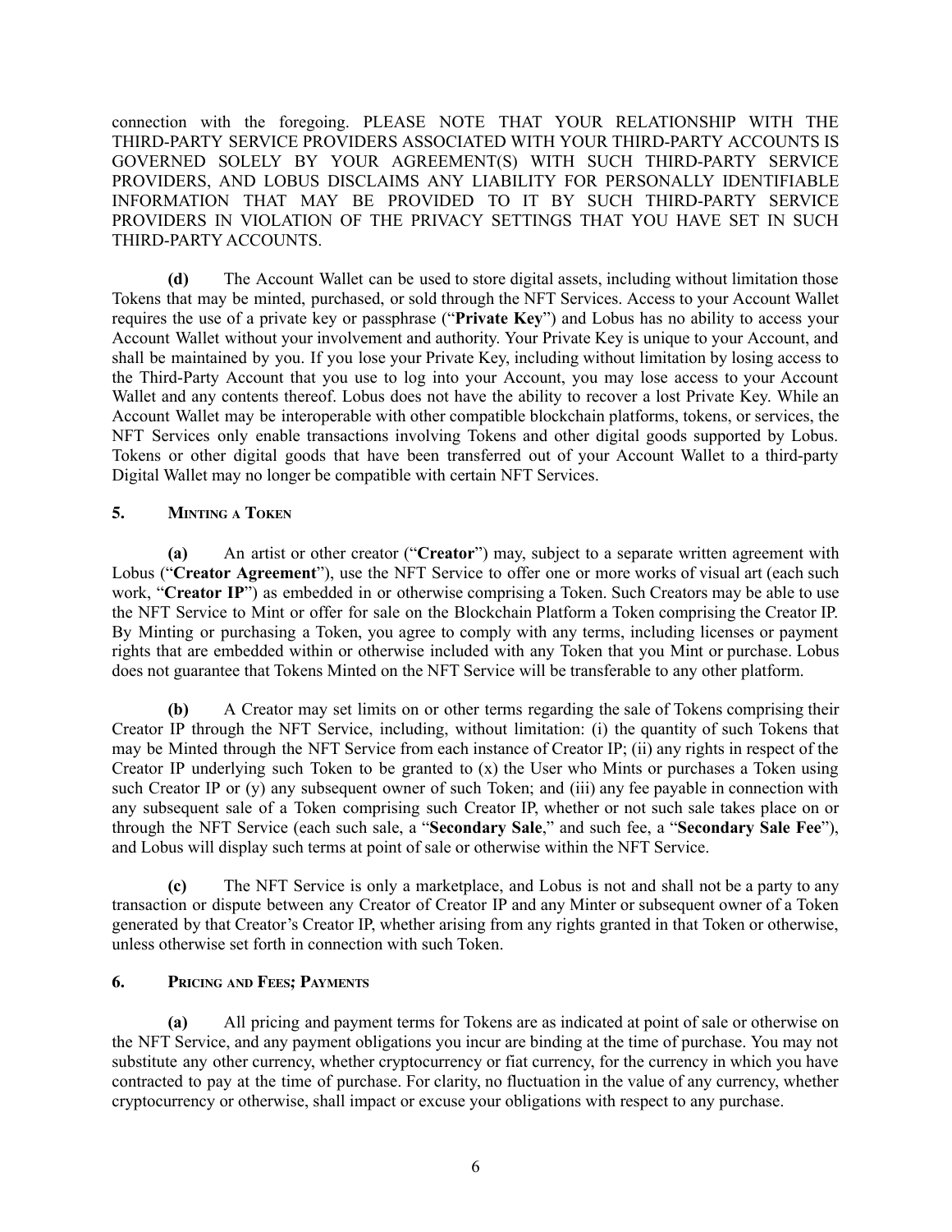connection with the foregoing. PLEASE NOTE THAT YOUR RELATIONSHIP WITH THE THIRD-PARTY SERVICE PROVIDERS ASSOCIATED WITH YOUR THIRD-PARTY ACCOUNTS IS GOVERNED SOLELY BY YOUR AGREEMENT(S) WITH SUCH THIRD-PARTY SERVICE PROVIDERS, AND LOBUS DISCLAIMS ANY LIABILITY FOR PERSONALLY IDENTIFIABLE INFORMATION THAT MAY BE PROVIDED TO IT BY SUCH THIRD-PARTY SERVICE PROVIDERS IN VIOLATION OF THE PRIVACY SETTINGS THAT YOU HAVE SET IN SUCH THIRD-PARTY ACCOUNTS.

**(d)** The Account Wallet can be used to store digital assets, including without limitation those Tokens that may be minted, purchased, or sold through the NFT Services. Access to your Account Wallet requires the use of a private key or passphrase ("**Private Key**") and Lobus has no ability to access your Account Wallet without your involvement and authority. Your Private Key is unique to your Account, and shall be maintained by you. If you lose your Private Key, including without limitation by losing access to the Third-Party Account that you use to log into your Account, you may lose access to your Account Wallet and any contents thereof. Lobus does not have the ability to recover a lost Private Key. While an Account Wallet may be interoperable with other compatible blockchain platforms, tokens, or services, the NFT Services only enable transactions involving Tokens and other digital goods supported by Lobus. Tokens or other digital goods that have been transferred out of your Account Wallet to a third-party Digital Wallet may no longer be compatible with certain NFT Services.

## 5. Minting a Token

**(a)** An artist or other creator ("**Creator**") may, subject to a separate written agreement with Lobus ("**Creator Agreement**"), use the NFT Service to offer one or more works of visual art (each such work, "**Creator IP**") as embedded in or otherwise comprising a Token. Such Creators may be able to use the NFT Service to Mint or offer for sale on the Blockchain Platform a Token comprising the Creator IP. By Minting or purchasing a Token, you agree to comply with any terms, including licenses or payment rights that are embedded within or otherwise included with any Token that you Mint or purchase. Lobus does not guarantee that Tokens Minted on the NFT Service will be transferable to any other platform.

**(b)** A Creator may set limits on or other terms regarding the sale of Tokens comprising their Creator IP through the NFT Service, including, without limitation: (i) the quantity of such Tokens that may be Minted through the NFT Service from each instance of Creator IP; (ii) any rights in respect of the Creator IP underlying such Token to be granted to (x) the User who Mints or purchases a Token using such Creator IP or (y) any subsequent owner of such Token; and (iii) any fee payable in connection with any subsequent sale of a Token comprising such Creator IP, whether or not such sale takes place on or through the NFT Service (each such sale, a "**Secondary Sale**," and such fee, a "**Secondary Sale Fee**"), and Lobus will display such terms at point of sale or otherwise within the NFT Service.

**(c)** The NFT Service is only a marketplace, and Lobus is not and shall not be a party to any transaction or dispute between any Creator of Creator IP and any Minter or subsequent owner of a Token generated by that Creator's Creator IP, whether arising from any rights granted in that Token or otherwise, unless otherwise set forth in connection with such Token.

## 6. Pricing and Fees; Payments

**(a)** All pricing and payment terms for Tokens are as indicated at point of sale or otherwise on the NFT Service, and any payment obligations you incur are binding at the time of purchase. You may not substitute any other currency, whether cryptocurrency or fiat currency, for the currency in which you have contracted to pay at the time of purchase. For clarity, no fluctuation in the value of any currency, whether cryptocurrency or otherwise, shall impact or excuse your obligations with respect to any purchase.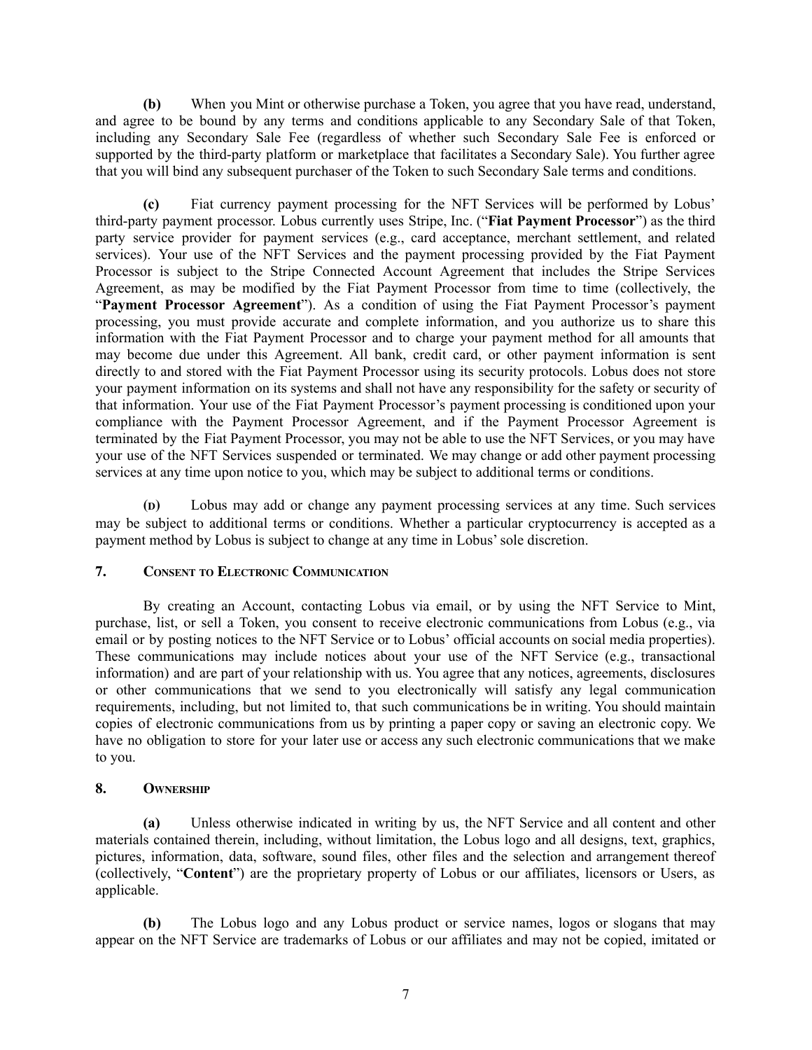**(b)** When you Mint or otherwise purchase a Token, you agree that you have read, understand, and agree to be bound by any terms and conditions applicable to any Secondary Sale of that Token, including any Secondary Sale Fee (regardless of whether such Secondary Sale Fee is enforced or supported by the third-party platform or marketplace that facilitates a Secondary Sale). You further agree that you will bind any subsequent purchaser of the Token to such Secondary Sale terms and conditions.

**(c)** Fiat currency payment processing for the NFT Services will be performed by Lobus' third-party payment processor. Lobus currently uses Stripe, Inc. ("**Fiat Payment Processor**") as the third party service provider for payment services (e.g., card acceptance, merchant settlement, and related services). Your use of the NFT Services and the payment processing provided by the Fiat Payment Processor is subject to the Stripe Connected Account Agreement that includes the Stripe Services Agreement, as may be modified by the Fiat Payment Processor from time to time (collectively, the "**Payment Processor Agreement**"). As a condition of using the Fiat Payment Processor's payment processing, you must provide accurate and complete information, and you authorize us to share this information with the Fiat Payment Processor and to charge your payment method for all amounts that may become due under this Agreement. All bank, credit card, or other payment information is sent directly to and stored with the Fiat Payment Processor using its security protocols. Lobus does not store your payment information on its systems and shall not have any responsibility for the safety or security of that information. Your use of the Fiat Payment Processor's payment processing is conditioned upon your compliance with the Payment Processor Agreement, and if the Payment Processor Agreement is terminated by the Fiat Payment Processor, you may not be able to use the NFT Services, or you may have your use of the NFT Services suspended or terminated. We may change or add other payment processing services at any time upon notice to you, which may be subject to additional terms or conditions.

**(d)** Lobus may add or change any payment processing services at any time. Such services may be subject to additional terms or conditions. Whether a particular cryptocurrency is accepted as a payment method by Lobus is subject to change at any time in Lobus' sole discretion.

## 7. Consent to Electronic Communication

By creating an Account, contacting Lobus via email, or by using the NFT Service to Mint, purchase, list, or sell a Token, you consent to receive electronic communications from Lobus (e.g., via email or by posting notices to the NFT Service or to Lobus' official accounts on social media properties). These communications may include notices about your use of the NFT Service (e.g., transactional information) and are part of your relationship with us. You agree that any notices, agreements, disclosures or other communications that we send to you electronically will satisfy any legal communication requirements, including, but not limited to, that such communications be in writing. You should maintain copies of electronic communications from us by printing a paper copy or saving an electronic copy. We have no obligation to store for your later use or access any such electronic communications that we make to you.

## 8. Ownership

**(a)** Unless otherwise indicated in writing by us, the NFT Service and all content and other materials contained therein, including, without limitation, the Lobus logo and all designs, text, graphics, pictures, information, data, software, sound files, other files and the selection and arrangement thereof (collectively, "**Content**") are the proprietary property of Lobus or our affiliates, licensors or Users, as applicable.

**(b)** The Lobus logo and any Lobus product or service names, logos or slogans that may appear on the NFT Service are trademarks of Lobus or our affiliates and may not be copied, imitated or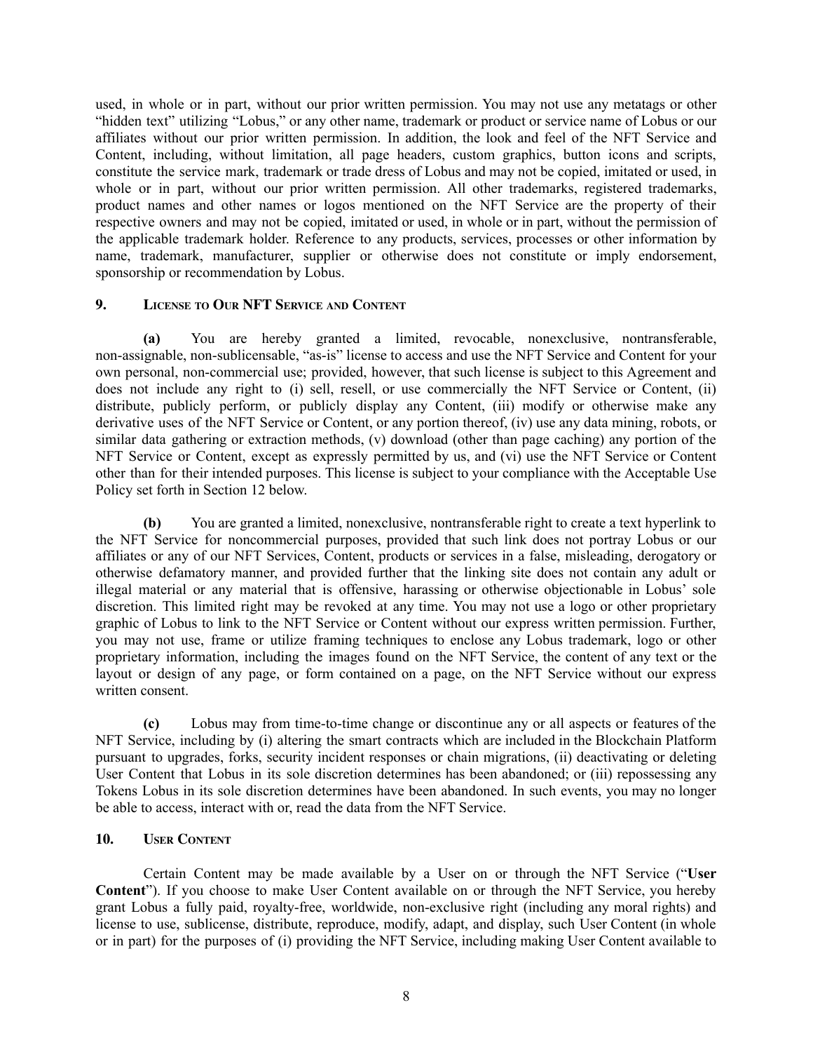used, in whole or in part, without our prior written permission. You may not use any metatags or other "hidden text" utilizing "Lobus," or any other name, trademark or product or service name of Lobus or our affiliates without our prior written permission. In addition, the look and feel of the NFT Service and Content, including, without limitation, all page headers, custom graphics, button icons and scripts, constitute the service mark, trademark or trade dress of Lobus and may not be copied, imitated or used, in whole or in part, without our prior written permission. All other trademarks, registered trademarks, product names and other names or logos mentioned on the NFT Service are the property of their respective owners and may not be copied, imitated or used, in whole or in part, without the permission of the applicable trademark holder. Reference to any products, services, processes or other information by name, trademark, manufacturer, supplier or otherwise does not constitute or imply endorsement, sponsorship or recommendation by Lobus.

## 9. License to Our NFT Service and Content

**(a)** You are hereby granted a limited, revocable, nonexclusive, nontransferable, non-assignable, non-sublicensable, "as-is" license to access and use the NFT Service and Content for your own personal, non-commercial use; provided, however, that such license is subject to this Agreement and does not include any right to (i) sell, resell, or use commercially the NFT Service or Content, (ii) distribute, publicly perform, or publicly display any Content, (iii) modify or otherwise make any derivative uses of the NFT Service or Content, or any portion thereof, (iv) use any data mining, robots, or similar data gathering or extraction methods, (v) download (other than page caching) any portion of the NFT Service or Content, except as expressly permitted by us, and (vi) use the NFT Service or Content other than for their intended purposes. This license is subject to your compliance with the Acceptable Use Policy set forth in Section 12 below.

**(b)** You are granted a limited, nonexclusive, nontransferable right to create a text hyperlink to the NFT Service for noncommercial purposes, provided that such link does not portray Lobus or our affiliates or any of our NFT Services, Content, products or services in a false, misleading, derogatory or otherwise defamatory manner, and provided further that the linking site does not contain any adult or illegal material or any material that is offensive, harassing or otherwise objectionable in Lobus' sole discretion. This limited right may be revoked at any time. You may not use a logo or other proprietary graphic of Lobus to link to the NFT Service or Content without our express written permission. Further, you may not use, frame or utilize framing techniques to enclose any Lobus trademark, logo or other proprietary information, including the images found on the NFT Service, the content of any text or the layout or design of any page, or form contained on a page, on the NFT Service without our express written consent.

**(c)** Lobus may from time-to-time change or discontinue any or all aspects or features of the NFT Service, including by (i) altering the smart contracts which are included in the Blockchain Platform pursuant to upgrades, forks, security incident responses or chain migrations, (ii) deactivating or deleting User Content that Lobus in its sole discretion determines has been abandoned; or (iii) repossessing any Tokens Lobus in its sole discretion determines have been abandoned. In such events, you may no longer be able to access, interact with or, read the data from the NFT Service.

## 10. User Content

Certain Content may be made available by a User on or through the NFT Service ("**User Content**"). If you choose to make User Content available on or through the NFT Service, you hereby grant Lobus a fully paid, royalty-free, worldwide, non-exclusive right (including any moral rights) and license to use, sublicense, distribute, reproduce, modify, adapt, and display, such User Content (in whole or in part) for the purposes of (i) providing the NFT Service, including making User Content available to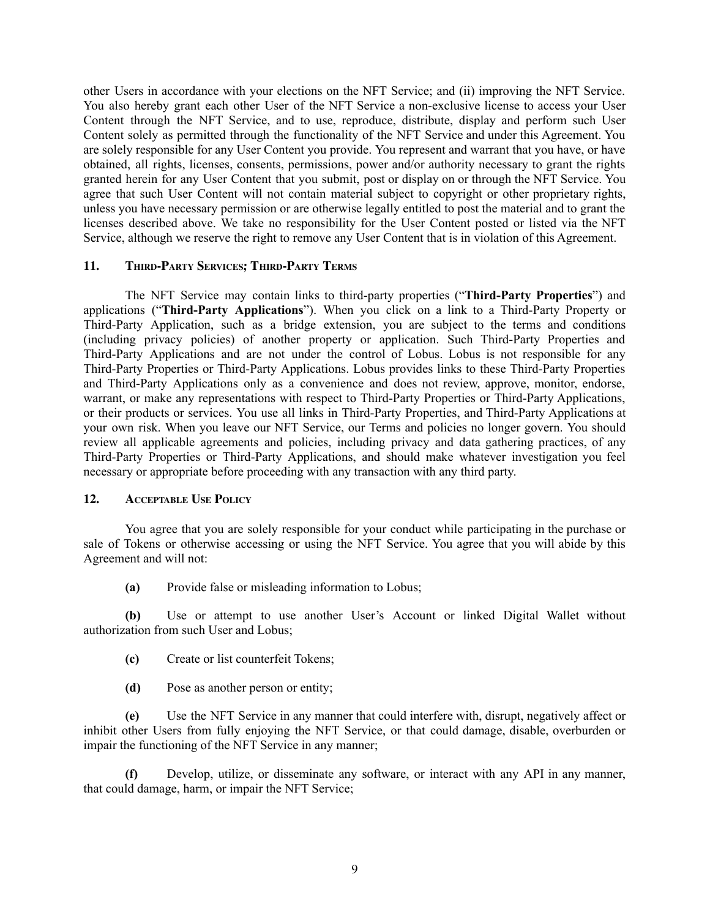other Users in accordance with your elections on the NFT Service; and (ii) improving the NFT Service. You also hereby grant each other User of the NFT Service a non-exclusive license to access your User Content through the NFT Service, and to use, reproduce, distribute, display and perform such User Content solely as permitted through the functionality of the NFT Service and under this Agreement. You are solely responsible for any User Content you provide. You represent and warrant that you have, or have obtained, all rights, licenses, consents, permissions, power and/or authority necessary to grant the rights granted herein for any User Content that you submit, post or display on or through the NFT Service. You agree that such User Content will not contain material subject to copyright or other proprietary rights, unless you have necessary permission or are otherwise legally entitled to post the material and to grant the licenses described above. We take no responsibility for the User Content posted or listed via the NFT Service, although we reserve the right to remove any User Content that is in violation of this Agreement.

## 11. Third-Party Services; Third-Party Terms

The NFT Service may contain links to third-party properties ("**Third-Party Properties**") and applications ("**Third-Party Applications**"). When you click on a link to a Third-Party Property or Third-Party Application, such as a bridge extension, you are subject to the terms and conditions (including privacy policies) of another property or application. Such Third-Party Properties and Third-Party Applications and are not under the control of Lobus. Lobus is not responsible for any Third-Party Properties or Third-Party Applications. Lobus provides links to these Third-Party Properties and Third-Party Applications only as a convenience and does not review, approve, monitor, endorse, warrant, or make any representations with respect to Third-Party Properties or Third-Party Applications, or their products or services. You use all links in Third-Party Properties, and Third-Party Applications at your own risk. When you leave our NFT Service, our Terms and policies no longer govern. You should review all applicable agreements and policies, including privacy and data gathering practices, of any Third-Party Properties or Third-Party Applications, and should make whatever investigation you feel necessary or appropriate before proceeding with any transaction with any third party.

## 12. Acceptable Use Policy

You agree that you are solely responsible for your conduct while participating in the purchase or sale of Tokens or otherwise accessing or using the NFT Service. You agree that you will abide by this Agreement and will not:

**(a)** Provide false or misleading information to Lobus;

**(b)** Use or attempt to use another User's Account or linked Digital Wallet without authorization from such User and Lobus;

**(c)** Create or list counterfeit Tokens;

**(d)** Pose as another person or entity;

**(e)** Use the NFT Service in any manner that could interfere with, disrupt, negatively affect or inhibit other Users from fully enjoying the NFT Service, or that could damage, disable, overburden or impair the functioning of the NFT Service in any manner;

**(f)** Develop, utilize, or disseminate any software, or interact with any API in any manner, that could damage, harm, or impair the NFT Service;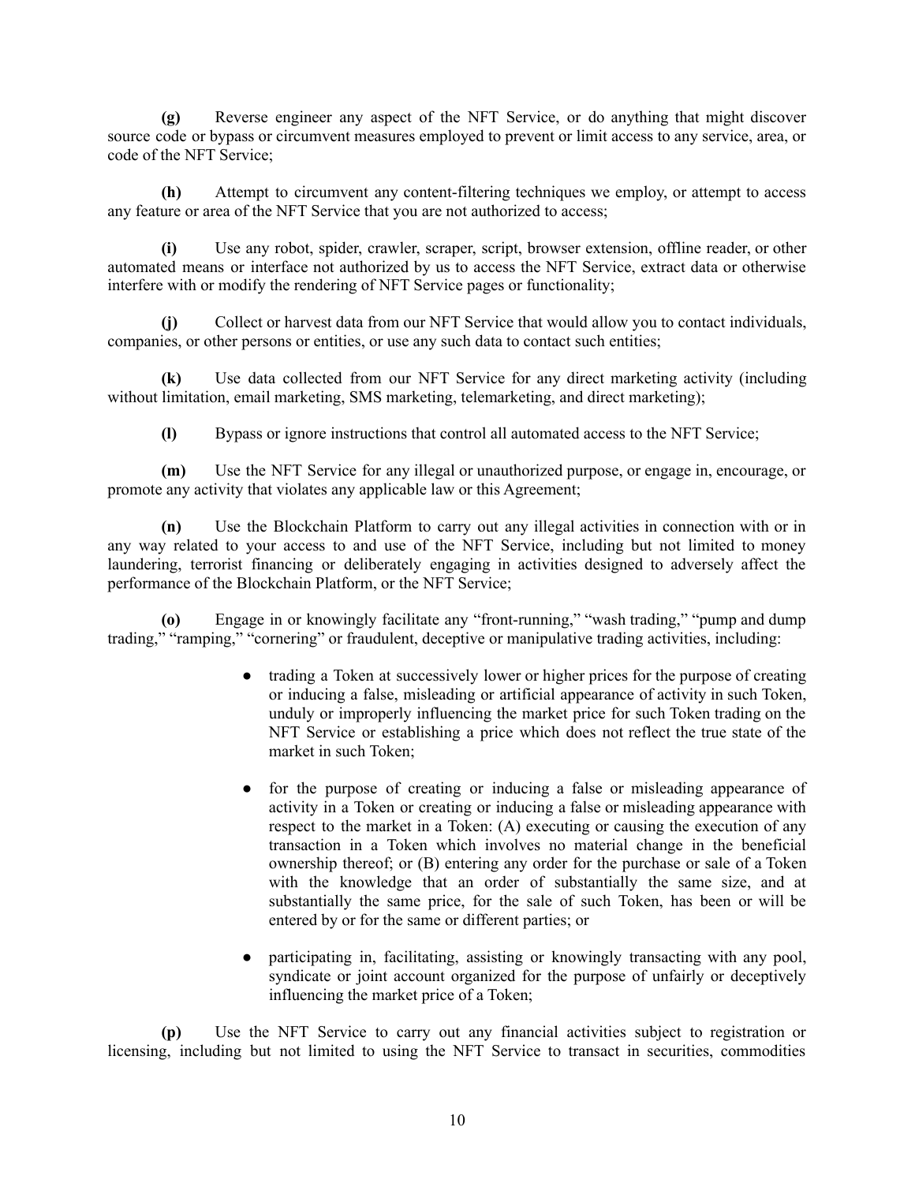**(g)** Reverse engineer any aspect of the NFT Service, or do anything that might discover source code or bypass or circumvent measures employed to prevent or limit access to any service, area, or code of the NFT Service;

**(h)** Attempt to circumvent any content-filtering techniques we employ, or attempt to access any feature or area of the NFT Service that you are not authorized to access;

**(i)** Use any robot, spider, crawler, scraper, script, browser extension, offline reader, or other automated means or interface not authorized by us to access the NFT Service, extract data or otherwise interfere with or modify the rendering of NFT Service pages or functionality;

**(j)** Collect or harvest data from our NFT Service that would allow you to contact individuals, companies, or other persons or entities, or use any such data to contact such entities;

**(k)** Use data collected from our NFT Service for any direct marketing activity (including without limitation, email marketing, SMS marketing, telemarketing, and direct marketing);

**(l)** Bypass or ignore instructions that control all automated access to the NFT Service;

**(m)** Use the NFT Service for any illegal or unauthorized purpose, or engage in, encourage, or promote any activity that violates any applicable law or this Agreement;

**(n)** Use the Blockchain Platform to carry out any illegal activities in connection with or in any way related to your access to and use of the NFT Service, including but not limited to money laundering, terrorist financing or deliberately engaging in activities designed to adversely affect the performance of the Blockchain Platform, or the NFT Service;

**(o)** Engage in or knowingly facilitate any "front-running," "wash trading," "pump and dump trading," "ramping," "cornering" or fraudulent, deceptive or manipulative trading activities, including:

- trading a Token at successively lower or higher prices for the purpose of creating or inducing a false, misleading or artificial appearance of activity in such Token, unduly or improperly influencing the market price for such Token trading on the NFT Service or establishing a price which does not reflect the true state of the market in such Token;

- for the purpose of creating or inducing a false or misleading appearance of activity in a Token or creating or inducing a false or misleading appearance with respect to the market in a Token: (A) executing or causing the execution of any transaction in a Token which involves no material change in the beneficial ownership thereof; or (B) entering any order for the purchase or sale of a Token with the knowledge that an order of substantially the same size, and at substantially the same price, for the sale of such Token, has been or will be entered by or for the same or different parties; or

- participating in, facilitating, assisting or knowingly transacting with any pool, syndicate or joint account organized for the purpose of unfairly or deceptively influencing the market price of a Token;

**(p)** Use the NFT Service to carry out any financial activities subject to registration or licensing, including but not limited to using the NFT Service to transact in securities, commodities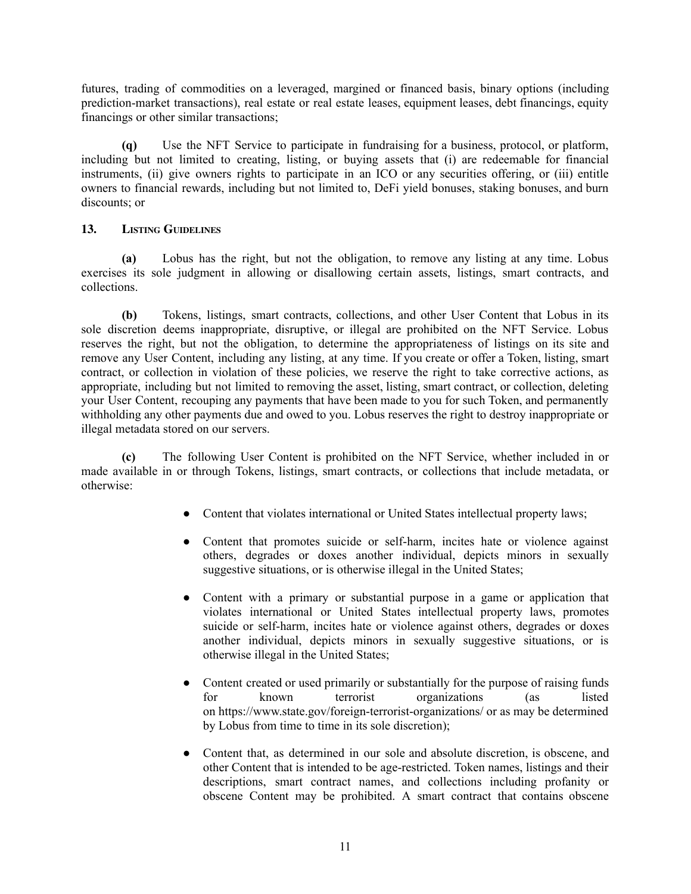futures, trading of commodities on a leveraged, margined or financed basis, binary options (including prediction-market transactions), real estate or real estate leases, equipment leases, debt financings, equity financings or other similar transactions;

**(q)** Use the NFT Service to participate in fundraising for a business, protocol, or platform, including but not limited to creating, listing, or buying assets that (i) are redeemable for financial instruments, (ii) give owners rights to participate in an ICO or any securities offering, or (iii) entitle owners to financial rewards, including but not limited to, DeFi yield bonuses, staking bonuses, and burn discounts; or

## 13. LISTING GUIDELINES

**(a)** Lobus has the right, but not the obligation, to remove any listing at any time. Lobus exercises its sole judgment in allowing or disallowing certain assets, listings, smart contracts, and collections.

**(b)** Tokens, listings, smart contracts, collections, and other User Content that Lobus in its sole discretion deems inappropriate, disruptive, or illegal are prohibited on the NFT Service. Lobus reserves the right, but not the obligation, to determine the appropriateness of listings on its site and remove any User Content, including any listing, at any time. If you create or offer a Token, listing, smart contract, or collection in violation of these policies, we reserve the right to take corrective actions, as appropriate, including but not limited to removing the asset, listing, smart contract, or collection, deleting your User Content, recouping any payments that have been made to you for such Token, and permanently withholding any other payments due and owed to you. Lobus reserves the right to destroy inappropriate or illegal metadata stored on our servers.

**(c)** The following User Content is prohibited on the NFT Service, whether included in or made available in or through Tokens, listings, smart contracts, or collections that include metadata, or otherwise:

- Content that violates international or United States intellectual property laws;
- Content that promotes suicide or self-harm, incites hate or violence against others, degrades or doxes another individual, depicts minors in sexually suggestive situations, or is otherwise illegal in the United States;
- Content with a primary or substantial purpose in a game or application that violates international or United States intellectual property laws, promotes suicide or self-harm, incites hate or violence against others, degrades or doxes another individual, depicts minors in sexually suggestive situations, or is otherwise illegal in the United States;
- Content created or used primarily or substantially for the purpose of raising funds for known terrorist organizations (as listed on https://www.state.gov/foreign-terrorist-organizations/ or as may be determined by Lobus from time to time in its sole discretion);
- Content that, as determined in our sole and absolute discretion, is obscene, and other Content that is intended to be age-restricted. Token names, listings and their descriptions, smart contract names, and collections including profanity or obscene Content may be prohibited. A smart contract that contains obscene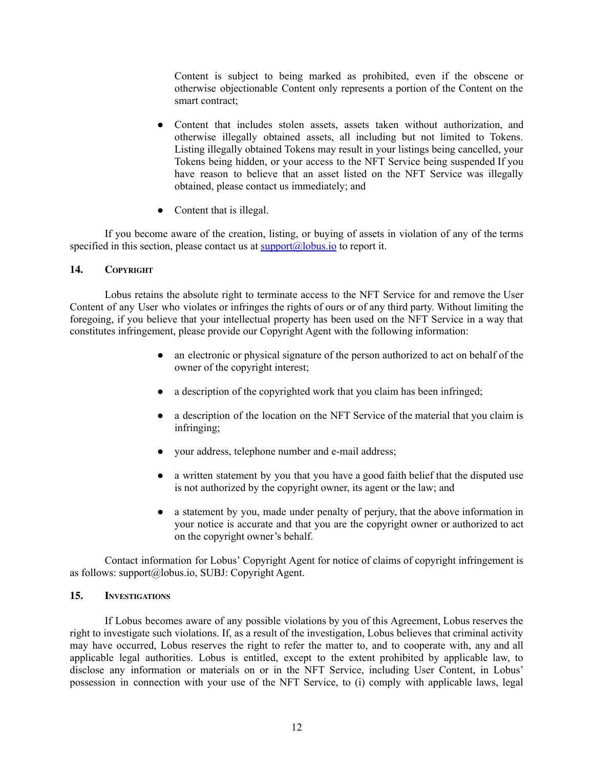Content is subject to being marked as prohibited, even if the obscene or otherwise objectionable Content only represents a portion of the Content on the smart contract;

- Content that includes stolen assets, assets taken without authorization, and otherwise illegally obtained assets, all including but not limited to Tokens. Listing illegally obtained Tokens may result in your listings being cancelled, your Tokens being hidden, or your access to the NFT Service being suspended If you have reason to believe that an asset listed on the NFT Service was illegally obtained, please contact us immediately; and
- Content that is illegal.

If you become aware of the creation, listing, or buying of assets in violation of any of the terms specified in this section, please contact us at support@lobus.io to report it.

## 14. Copyright

Lobus retains the absolute right to terminate access to the NFT Service for and remove the User Content of any User who violates or infringes the rights of ours or of any third party. Without limiting the foregoing, if you believe that your intellectual property has been used on the NFT Service in a way that constitutes infringement, please provide our Copyright Agent with the following information:

- an electronic or physical signature of the person authorized to act on behalf of the owner of the copyright interest;
- a description of the copyrighted work that you claim has been infringed;
- a description of the location on the NFT Service of the material that you claim is infringing;
- your address, telephone number and e-mail address;
- a written statement by you that you have a good faith belief that the disputed use is not authorized by the copyright owner, its agent or the law; and
- a statement by you, made under penalty of perjury, that the above information in your notice is accurate and that you are the copyright owner or authorized to act on the copyright owner's behalf.

Contact information for Lobus' Copyright Agent for notice of claims of copyright infringement is as follows: support@lobus.io, SUBJ: Copyright Agent.

## 15. Investigations

If Lobus becomes aware of any possible violations by you of this Agreement, Lobus reserves the right to investigate such violations. If, as a result of the investigation, Lobus believes that criminal activity may have occurred, Lobus reserves the right to refer the matter to, and to cooperate with, any and all applicable legal authorities. Lobus is entitled, except to the extent prohibited by applicable law, to disclose any information or materials on or in the NFT Service, including User Content, in Lobus' possession in connection with your use of the NFT Service, to (i) comply with applicable laws, legal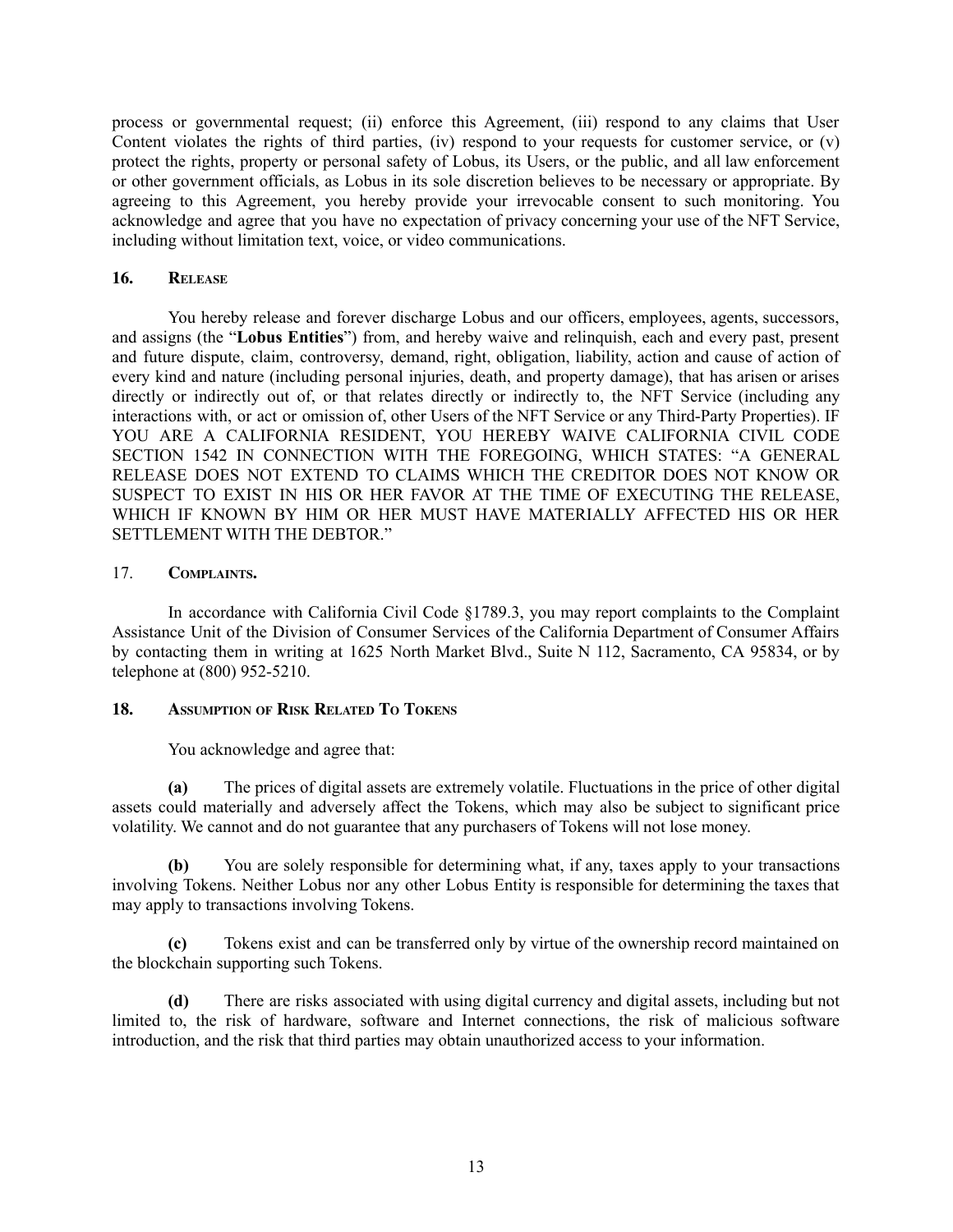process or governmental request; (ii) enforce this Agreement, (iii) respond to any claims that User Content violates the rights of third parties, (iv) respond to your requests for customer service, or (v) protect the rights, property or personal safety of Lobus, its Users, or the public, and all law enforcement or other government officials, as Lobus in its sole discretion believes to be necessary or appropriate. By agreeing to this Agreement, you hereby provide your irrevocable consent to such monitoring. You acknowledge and agree that you have no expectation of privacy concerning your use of the NFT Service, including without limitation text, voice, or video communications.

## 16. Release

You hereby release and forever discharge Lobus and our officers, employees, agents, successors, and assigns (the "**Lobus Entities**") from, and hereby waive and relinquish, each and every past, present and future dispute, claim, controversy, demand, right, obligation, liability, action and cause of action of every kind and nature (including personal injuries, death, and property damage), that has arisen or arises directly or indirectly out of, or that relates directly or indirectly to, the NFT Service (including any interactions with, or act or omission of, other Users of the NFT Service or any Third-Party Properties). IF YOU ARE A CALIFORNIA RESIDENT, YOU HEREBY WAIVE CALIFORNIA CIVIL CODE SECTION 1542 IN CONNECTION WITH THE FOREGOING, WHICH STATES: "A GENERAL RELEASE DOES NOT EXTEND TO CLAIMS WHICH THE CREDITOR DOES NOT KNOW OR SUSPECT TO EXIST IN HIS OR HER FAVOR AT THE TIME OF EXECUTING THE RELEASE, WHICH IF KNOWN BY HIM OR HER MUST HAVE MATERIALLY AFFECTED HIS OR HER SETTLEMENT WITH THE DEBTOR."

## 17. Complaints.

In accordance with California Civil Code §1789.3, you may report complaints to the Complaint Assistance Unit of the Division of Consumer Services of the California Department of Consumer Affairs by contacting them in writing at 1625 North Market Blvd., Suite N 112, Sacramento, CA 95834, or by telephone at (800) 952-5210.

## 18. Assumption of Risk Related To Tokens

You acknowledge and agree that:

**(a)** The prices of digital assets are extremely volatile. Fluctuations in the price of other digital assets could materially and adversely affect the Tokens, which may also be subject to significant price volatility. We cannot and do not guarantee that any purchasers of Tokens will not lose money.

**(b)** You are solely responsible for determining what, if any, taxes apply to your transactions involving Tokens. Neither Lobus nor any other Lobus Entity is responsible for determining the taxes that may apply to transactions involving Tokens.

**(c)** Tokens exist and can be transferred only by virtue of the ownership record maintained on the blockchain supporting such Tokens.

**(d)** There are risks associated with using digital currency and digital assets, including but not limited to, the risk of hardware, software and Internet connections, the risk of malicious software introduction, and the risk that third parties may obtain unauthorized access to your information.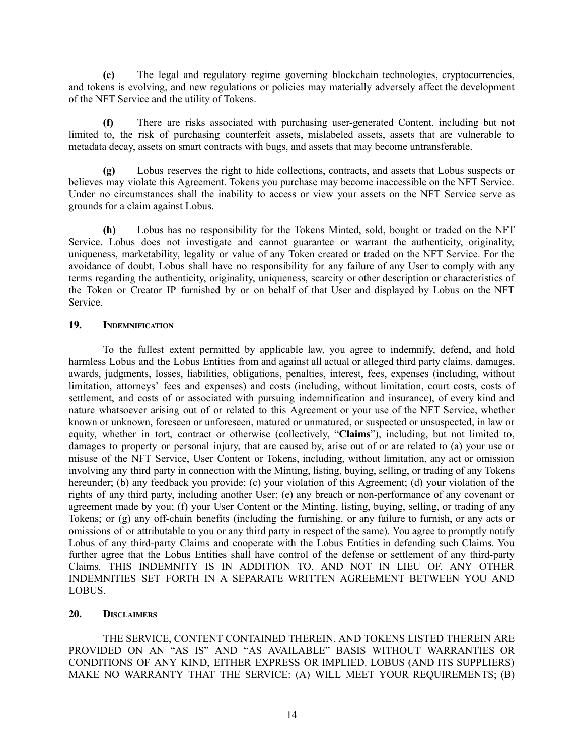**(e)** The legal and regulatory regime governing blockchain technologies, cryptocurrencies, and tokens is evolving, and new regulations or policies may materially adversely affect the development of the NFT Service and the utility of Tokens.

**(f)** There are risks associated with purchasing user-generated Content, including but not limited to, the risk of purchasing counterfeit assets, mislabeled assets, assets that are vulnerable to metadata decay, assets on smart contracts with bugs, and assets that may become untransferable.

**(g)** Lobus reserves the right to hide collections, contracts, and assets that Lobus suspects or believes may violate this Agreement. Tokens you purchase may become inaccessible on the NFT Service. Under no circumstances shall the inability to access or view your assets on the NFT Service serve as grounds for a claim against Lobus.

**(h)** Lobus has no responsibility for the Tokens Minted, sold, bought or traded on the NFT Service. Lobus does not investigate and cannot guarantee or warrant the authenticity, originality, uniqueness, marketability, legality or value of any Token created or traded on the NFT Service. For the avoidance of doubt, Lobus shall have no responsibility for any failure of any User to comply with any terms regarding the authenticity, originality, uniqueness, scarcity or other description or characteristics of the Token or Creator IP furnished by or on behalf of that User and displayed by Lobus on the NFT Service.

## 19. Indemnification

To the fullest extent permitted by applicable law, you agree to indemnify, defend, and hold harmless Lobus and the Lobus Entities from and against all actual or alleged third party claims, damages, awards, judgments, losses, liabilities, obligations, penalties, interest, fees, expenses (including, without limitation, attorneys' fees and expenses) and costs (including, without limitation, court costs, costs of settlement, and costs of or associated with pursuing indemnification and insurance), of every kind and nature whatsoever arising out of or related to this Agreement or your use of the NFT Service, whether known or unknown, foreseen or unforeseen, matured or unmatured, or suspected or unsuspected, in law or equity, whether in tort, contract or otherwise (collectively, "**Claims**"), including, but not limited to, damages to property or personal injury, that are caused by, arise out of or are related to (a) your use or misuse of the NFT Service, User Content or Tokens, including, without limitation, any act or omission involving any third party in connection with the Minting, listing, buying, selling, or trading of any Tokens hereunder; (b) any feedback you provide; (c) your violation of this Agreement; (d) your violation of the rights of any third party, including another User; (e) any breach or non-performance of any covenant or agreement made by you; (f) your User Content or the Minting, listing, buying, selling, or trading of any Tokens; or (g) any off-chain benefits (including the furnishing, or any failure to furnish, or any acts or omissions of or attributable to you or any third party in respect of the same). You agree to promptly notify Lobus of any third-party Claims and cooperate with the Lobus Entities in defending such Claims. You further agree that the Lobus Entities shall have control of the defense or settlement of any third-party Claims. THIS INDEMNITY IS IN ADDITION TO, AND NOT IN LIEU OF, ANY OTHER INDEMNITIES SET FORTH IN A SEPARATE WRITTEN AGREEMENT BETWEEN YOU AND LOBUS.

## 20. Disclaimers

THE SERVICE, CONTENT CONTAINED THEREIN, AND TOKENS LISTED THEREIN ARE PROVIDED ON AN "AS IS" AND "AS AVAILABLE" BASIS WITHOUT WARRANTIES OR CONDITIONS OF ANY KIND, EITHER EXPRESS OR IMPLIED. LOBUS (AND ITS SUPPLIERS) MAKE NO WARRANTY THAT THE SERVICE: (A) WILL MEET YOUR REQUIREMENTS; (B)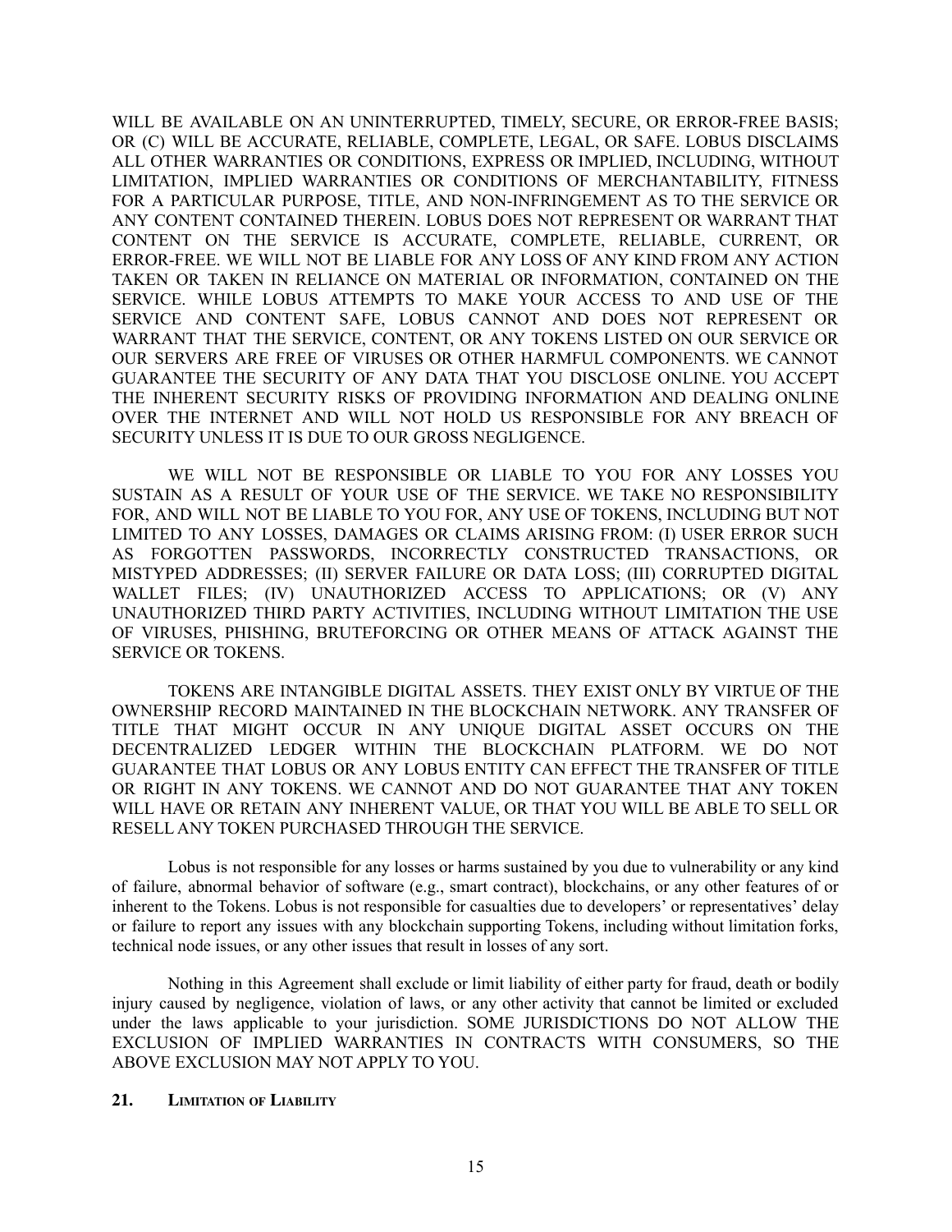WILL BE AVAILABLE ON AN UNINTERRUPTED, TIMELY, SECURE, OR ERROR-FREE BASIS; OR (C) WILL BE ACCURATE, RELIABLE, COMPLETE, LEGAL, OR SAFE. LOBUS DISCLAIMS ALL OTHER WARRANTIES OR CONDITIONS, EXPRESS OR IMPLIED, INCLUDING, WITHOUT LIMITATION, IMPLIED WARRANTIES OR CONDITIONS OF MERCHANTABILITY, FITNESS FOR A PARTICULAR PURPOSE, TITLE, AND NON-INFRINGEMENT AS TO THE SERVICE OR ANY CONTENT CONTAINED THEREIN. LOBUS DOES NOT REPRESENT OR WARRANT THAT CONTENT ON THE SERVICE IS ACCURATE, COMPLETE, RELIABLE, CURRENT, OR ERROR-FREE. WE WILL NOT BE LIABLE FOR ANY LOSS OF ANY KIND FROM ANY ACTION TAKEN OR TAKEN IN RELIANCE ON MATERIAL OR INFORMATION, CONTAINED ON THE SERVICE. WHILE LOBUS ATTEMPTS TO MAKE YOUR ACCESS TO AND USE OF THE SERVICE AND CONTENT SAFE, LOBUS CANNOT AND DOES NOT REPRESENT OR WARRANT THAT THE SERVICE, CONTENT, OR ANY TOKENS LISTED ON OUR SERVICE OR OUR SERVERS ARE FREE OF VIRUSES OR OTHER HARMFUL COMPONENTS. WE CANNOT GUARANTEE THE SECURITY OF ANY DATA THAT YOU DISCLOSE ONLINE. YOU ACCEPT THE INHERENT SECURITY RISKS OF PROVIDING INFORMATION AND DEALING ONLINE OVER THE INTERNET AND WILL NOT HOLD US RESPONSIBLE FOR ANY BREACH OF SECURITY UNLESS IT IS DUE TO OUR GROSS NEGLIGENCE.

WE WILL NOT BE RESPONSIBLE OR LIABLE TO YOU FOR ANY LOSSES YOU SUSTAIN AS A RESULT OF YOUR USE OF THE SERVICE. WE TAKE NO RESPONSIBILITY FOR, AND WILL NOT BE LIABLE TO YOU FOR, ANY USE OF TOKENS, INCLUDING BUT NOT LIMITED TO ANY LOSSES, DAMAGES OR CLAIMS ARISING FROM: (I) USER ERROR SUCH AS FORGOTTEN PASSWORDS, INCORRECTLY CONSTRUCTED TRANSACTIONS, OR MISTYPED ADDRESSES; (II) SERVER FAILURE OR DATA LOSS; (III) CORRUPTED DIGITAL WALLET FILES; (IV) UNAUTHORIZED ACCESS TO APPLICATIONS; OR (V) ANY UNAUTHORIZED THIRD PARTY ACTIVITIES, INCLUDING WITHOUT LIMITATION THE USE OF VIRUSES, PHISHING, BRUTEFORCING OR OTHER MEANS OF ATTACK AGAINST THE SERVICE OR TOKENS.

TOKENS ARE INTANGIBLE DIGITAL ASSETS. THEY EXIST ONLY BY VIRTUE OF THE OWNERSHIP RECORD MAINTAINED IN THE BLOCKCHAIN NETWORK. ANY TRANSFER OF TITLE THAT MIGHT OCCUR IN ANY UNIQUE DIGITAL ASSET OCCURS ON THE DECENTRALIZED LEDGER WITHIN THE BLOCKCHAIN PLATFORM. WE DO NOT GUARANTEE THAT LOBUS OR ANY LOBUS ENTITY CAN EFFECT THE TRANSFER OF TITLE OR RIGHT IN ANY TOKENS. WE CANNOT AND DO NOT GUARANTEE THAT ANY TOKEN WILL HAVE OR RETAIN ANY INHERENT VALUE, OR THAT YOU WILL BE ABLE TO SELL OR RESELL ANY TOKEN PURCHASED THROUGH THE SERVICE.

Lobus is not responsible for any losses or harms sustained by you due to vulnerability or any kind of failure, abnormal behavior of software (e.g., smart contract), blockchains, or any other features of or inherent to the Tokens. Lobus is not responsible for casualties due to developers' or representatives' delay or failure to report any issues with any blockchain supporting Tokens, including without limitation forks, technical node issues, or any other issues that result in losses of any sort.

Nothing in this Agreement shall exclude or limit liability of either party for fraud, death or bodily injury caused by negligence, violation of laws, or any other activity that cannot be limited or excluded under the laws applicable to your jurisdiction. SOME JURISDICTIONS DO NOT ALLOW THE EXCLUSION OF IMPLIED WARRANTIES IN CONTRACTS WITH CONSUMERS, SO THE ABOVE EXCLUSION MAY NOT APPLY TO YOU.

## 21. Limitation of Liability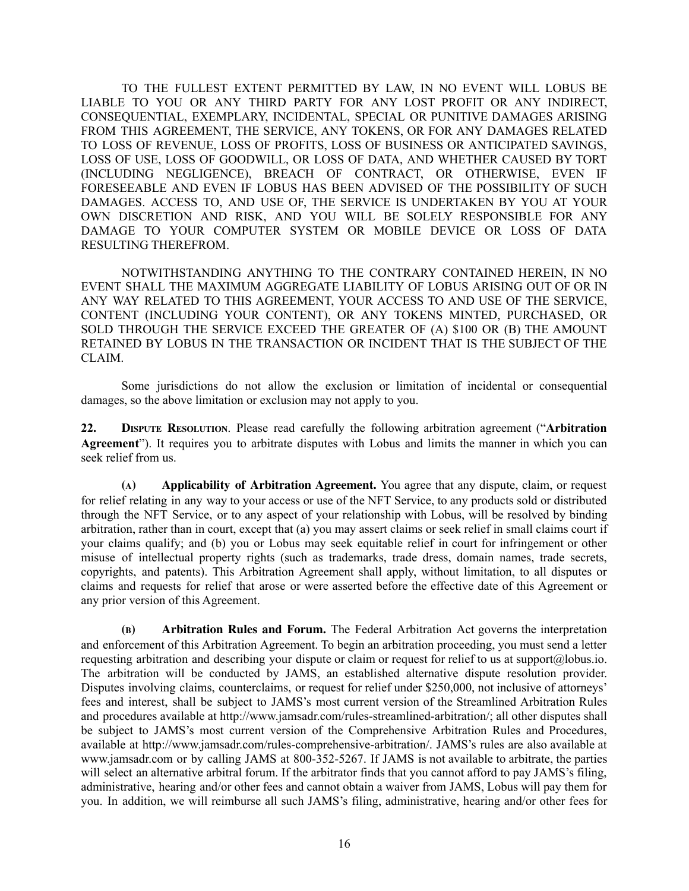TO THE FULLEST EXTENT PERMITTED BY LAW, IN NO EVENT WILL LOBUS BE LIABLE TO YOU OR ANY THIRD PARTY FOR ANY LOST PROFIT OR ANY INDIRECT, CONSEQUENTIAL, EXEMPLARY, INCIDENTAL, SPECIAL OR PUNITIVE DAMAGES ARISING FROM THIS AGREEMENT, THE SERVICE, ANY TOKENS, OR FOR ANY DAMAGES RELATED TO LOSS OF REVENUE, LOSS OF PROFITS, LOSS OF BUSINESS OR ANTICIPATED SAVINGS, LOSS OF USE, LOSS OF GOODWILL, OR LOSS OF DATA, AND WHETHER CAUSED BY TORT (INCLUDING NEGLIGENCE), BREACH OF CONTRACT, OR OTHERWISE, EVEN IF FORESEEABLE AND EVEN IF LOBUS HAS BEEN ADVISED OF THE POSSIBILITY OF SUCH DAMAGES. ACCESS TO, AND USE OF, THE SERVICE IS UNDERTAKEN BY YOU AT YOUR OWN DISCRETION AND RISK, AND YOU WILL BE SOLELY RESPONSIBLE FOR ANY DAMAGE TO YOUR COMPUTER SYSTEM OR MOBILE DEVICE OR LOSS OF DATA RESULTING THEREFROM.

NOTWITHSTANDING ANYTHING TO THE CONTRARY CONTAINED HEREIN, IN NO EVENT SHALL THE MAXIMUM AGGREGATE LIABILITY OF LOBUS ARISING OUT OF OR IN ANY WAY RELATED TO THIS AGREEMENT, YOUR ACCESS TO AND USE OF THE SERVICE, CONTENT (INCLUDING YOUR CONTENT), OR ANY TOKENS MINTED, PURCHASED, OR SOLD THROUGH THE SERVICE EXCEED THE GREATER OF (A) $100 OR (B) THE AMOUNT RETAINED BY LOBUS IN THE TRANSACTION OR INCIDENT THAT IS THE SUBJECT OF THE CLAIM.

Some jurisdictions do not allow the exclusion or limitation of incidental or consequential damages, so the above limitation or exclusion may not apply to you.

**22. Dispute Resolution**. Please read carefully the following arbitration agreement ("**Arbitration Agreement**"). It requires you to arbitrate disputes with Lobus and limits the manner in which you can seek relief from us.

**(a) Applicability of Arbitration Agreement.** You agree that any dispute, claim, or request for relief relating in any way to your access or use of the NFT Service, to any products sold or distributed through the NFT Service, or to any aspect of your relationship with Lobus, will be resolved by binding arbitration, rather than in court, except that (a) you may assert claims or seek relief in small claims court if your claims qualify; and (b) you or Lobus may seek equitable relief in court for infringement or other misuse of intellectual property rights (such as trademarks, trade dress, domain names, trade secrets, copyrights, and patents). This Arbitration Agreement shall apply, without limitation, to all disputes or claims and requests for relief that arose or were asserted before the effective date of this Agreement or any prior version of this Agreement.

**(b) Arbitration Rules and Forum.** The Federal Arbitration Act governs the interpretation and enforcement of this Arbitration Agreement. To begin an arbitration proceeding, you must send a letter requesting arbitration and describing your dispute or claim or request for relief to us at support@lobus.io. The arbitration will be conducted by JAMS, an established alternative dispute resolution provider. Disputes involving claims, counterclaims, or request for relief under $250,000, not inclusive of attorneys' fees and interest, shall be subject to JAMS's most current version of the Streamlined Arbitration Rules and procedures available at http://www.jamsadr.com/rules-streamlined-arbitration/; all other disputes shall be subject to JAMS's most current version of the Comprehensive Arbitration Rules and Procedures, available at http://www.jamsadr.com/rules-comprehensive-arbitration/. JAMS's rules are also available at www.jamsadr.com or by calling JAMS at 800-352-5267. If JAMS is not available to arbitrate, the parties will select an alternative arbitral forum. If the arbitrator finds that you cannot afford to pay JAMS's filing, administrative, hearing and/or other fees and cannot obtain a waiver from JAMS, Lobus will pay them for you. In addition, we will reimburse all such JAMS's filing, administrative, hearing and/or other fees for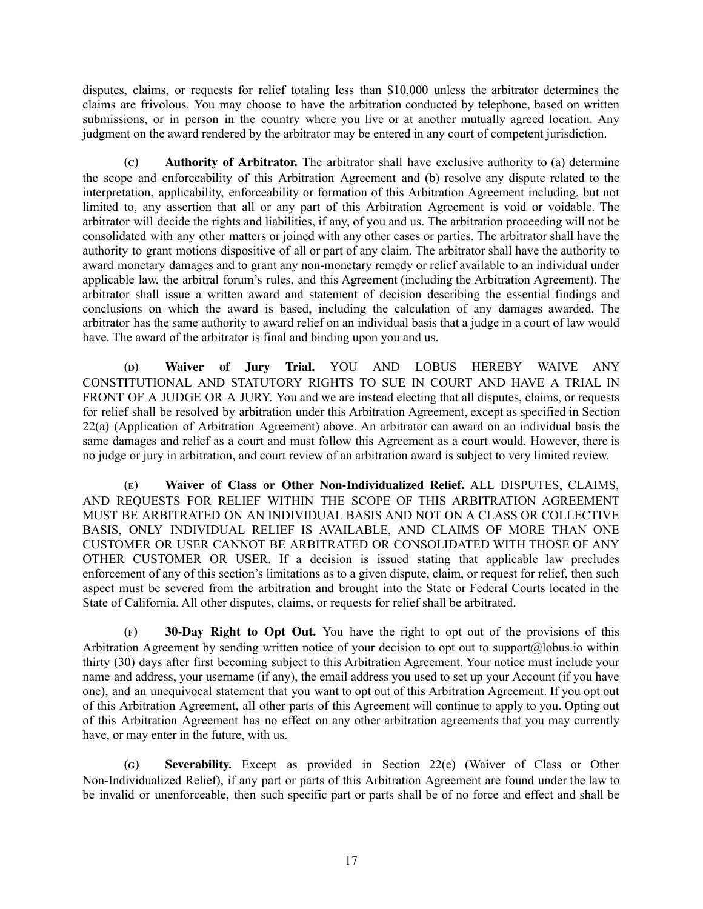disputes, claims, or requests for relief totaling less than $10,000 unless the arbitrator determines the claims are frivolous. You may choose to have the arbitration conducted by telephone, based on written submissions, or in person in the country where you live or at another mutually agreed location. Any judgment on the award rendered by the arbitrator may be entered in any court of competent jurisdiction.

**(c) Authority of Arbitrator.** The arbitrator shall have exclusive authority to (a) determine the scope and enforceability of this Arbitration Agreement and (b) resolve any dispute related to the interpretation, applicability, enforceability or formation of this Arbitration Agreement including, but not limited to, any assertion that all or any part of this Arbitration Agreement is void or voidable. The arbitrator will decide the rights and liabilities, if any, of you and us. The arbitration proceeding will not be consolidated with any other matters or joined with any other cases or parties. The arbitrator shall have the authority to grant motions dispositive of all or part of any claim. The arbitrator shall have the authority to award monetary damages and to grant any non-monetary remedy or relief available to an individual under applicable law, the arbitral forum's rules, and this Agreement (including the Arbitration Agreement). The arbitrator shall issue a written award and statement of decision describing the essential findings and conclusions on which the award is based, including the calculation of any damages awarded. The arbitrator has the same authority to award relief on an individual basis that a judge in a court of law would have. The award of the arbitrator is final and binding upon you and us.

**(d) Waiver of Jury Trial.** YOU AND LOBUS HEREBY WAIVE ANY CONSTITUTIONAL AND STATUTORY RIGHTS TO SUE IN COURT AND HAVE A TRIAL IN FRONT OF A JUDGE OR A JURY. You and we are instead electing that all disputes, claims, or requests for relief shall be resolved by arbitration under this Arbitration Agreement, except as specified in Section 22(a) (Application of Arbitration Agreement) above. An arbitrator can award on an individual basis the same damages and relief as a court and must follow this Agreement as a court would. However, there is no judge or jury in arbitration, and court review of an arbitration award is subject to very limited review.

**(e) Waiver of Class or Other Non-Individualized Relief.** ALL DISPUTES, CLAIMS, AND REQUESTS FOR RELIEF WITHIN THE SCOPE OF THIS ARBITRATION AGREEMENT MUST BE ARBITRATED ON AN INDIVIDUAL BASIS AND NOT ON A CLASS OR COLLECTIVE BASIS, ONLY INDIVIDUAL RELIEF IS AVAILABLE, AND CLAIMS OF MORE THAN ONE CUSTOMER OR USER CANNOT BE ARBITRATED OR CONSOLIDATED WITH THOSE OF ANY OTHER CUSTOMER OR USER. If a decision is issued stating that applicable law precludes enforcement of any of this section's limitations as to a given dispute, claim, or request for relief, then such aspect must be severed from the arbitration and brought into the State or Federal Courts located in the State of California. All other disputes, claims, or requests for relief shall be arbitrated.

**(f) 30-Day Right to Opt Out.** You have the right to opt out of the provisions of this Arbitration Agreement by sending written notice of your decision to opt out to support@lobus.io within thirty (30) days after first becoming subject to this Arbitration Agreement. Your notice must include your name and address, your username (if any), the email address you used to set up your Account (if you have one), and an unequivocal statement that you want to opt out of this Arbitration Agreement. If you opt out of this Arbitration Agreement, all other parts of this Agreement will continue to apply to you. Opting out of this Arbitration Agreement has no effect on any other arbitration agreements that you may currently have, or may enter in the future, with us.

**(g) Severability.** Except as provided in Section 22(e) (Waiver of Class or Other Non-Individualized Relief), if any part or parts of this Arbitration Agreement are found under the law to be invalid or unenforceable, then such specific part or parts shall be of no force and effect and shall be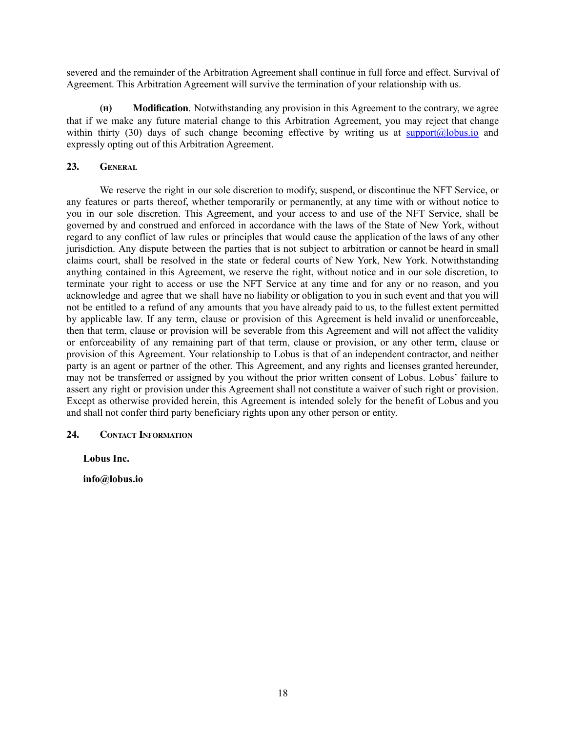severed and the remainder of the Arbitration Agreement shall continue in full force and effect. Survival of Agreement. This Arbitration Agreement will survive the termination of your relationship with us.

**(H)** **Modification**. Notwithstanding any provision in this Agreement to the contrary, we agree that if we make any future material change to this Arbitration Agreement, you may reject that change within thirty (30) days of such change becoming effective by writing us at support@lobus.io and expressly opting out of this Arbitration Agreement.

## 23. General

We reserve the right in our sole discretion to modify, suspend, or discontinue the NFT Service, or any features or parts thereof, whether temporarily or permanently, at any time with or without notice to you in our sole discretion. This Agreement, and your access to and use of the NFT Service, shall be governed by and construed and enforced in accordance with the laws of the State of New York, without regard to any conflict of law rules or principles that would cause the application of the laws of any other jurisdiction. Any dispute between the parties that is not subject to arbitration or cannot be heard in small claims court, shall be resolved in the state or federal courts of New York, New York. Notwithstanding anything contained in this Agreement, we reserve the right, without notice and in our sole discretion, to terminate your right to access or use the NFT Service at any time and for any or no reason, and you acknowledge and agree that we shall have no liability or obligation to you in such event and that you will not be entitled to a refund of any amounts that you have already paid to us, to the fullest extent permitted by applicable law. If any term, clause or provision of this Agreement is held invalid or unenforceable, then that term, clause or provision will be severable from this Agreement and will not affect the validity or enforceability of any remaining part of that term, clause or provision, or any other term, clause or provision of this Agreement. Your relationship to Lobus is that of an independent contractor, and neither party is an agent or partner of the other. This Agreement, and any rights and licenses granted hereunder, may not be transferred or assigned by you without the prior written consent of Lobus. Lobus' failure to assert any right or provision under this Agreement shall not constitute a waiver of such right or provision. Except as otherwise provided herein, this Agreement is intended solely for the benefit of Lobus and you and shall not confer third party beneficiary rights upon any other person or entity.

## 24. Contact Information

**Lobus Inc.**

**info@lobus.io**